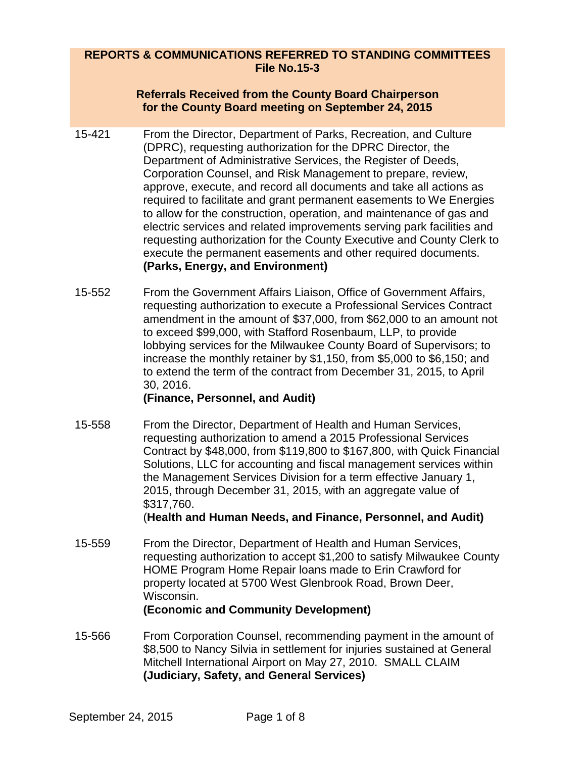**REPORTS & COMMUNICATIONS REFERRED TO STANDING COMMITTEES**
**File No.15-3**

**Referrals Received from the County Board Chairperson**
**for the County Board meeting on September 24, 2015**

15-421 From the Director, Department of Parks, Recreation, and Culture (DPRC), requesting authorization for the DPRC Director, the Department of Administrative Services, the Register of Deeds, Corporation Counsel, and Risk Management to prepare, review, approve, execute, and record all documents and take all actions as required to facilitate and grant permanent easements to We Energies to allow for the construction, operation, and maintenance of gas and electric services and related improvements serving park facilities and requesting authorization for the County Executive and County Clerk to execute the permanent easements and other required documents.
**(Parks, Energy, and Environment)**

15-552 From the Government Affairs Liaison, Office of Government Affairs, requesting authorization to execute a Professional Services Contract amendment in the amount of $37,000, from $62,000 to an amount not to exceed $99,000, with Stafford Rosenbaum, LLP, to provide lobbying services for the Milwaukee County Board of Supervisors; to increase the monthly retainer by $1,150, from $5,000 to $6,150; and to extend the term of the contract from December 31, 2015, to April 30, 2016.
**(Finance, Personnel, and Audit)**

15-558 From the Director, Department of Health and Human Services, requesting authorization to amend a 2015 Professional Services Contract by $48,000, from $119,800 to $167,800, with Quick Financial Solutions, LLC for accounting and fiscal management services within the Management Services Division for a term effective January 1, 2015, through December 31, 2015, with an aggregate value of $317,760.
(**Health and Human Needs, and Finance, Personnel, and Audit)**

15-559 From the Director, Department of Health and Human Services, requesting authorization to accept $1,200 to satisfy Milwaukee County HOME Program Home Repair loans made to Erin Crawford for property located at 5700 West Glenbrook Road, Brown Deer, Wisconsin.
**(Economic and Community Development)**

15-566 From Corporation Counsel, recommending payment in the amount of $8,500 to Nancy Silvia in settlement for injuries sustained at General Mitchell International Airport on May 27, 2010. SMALL CLAIM
**(Judiciary, Safety, and General Services)**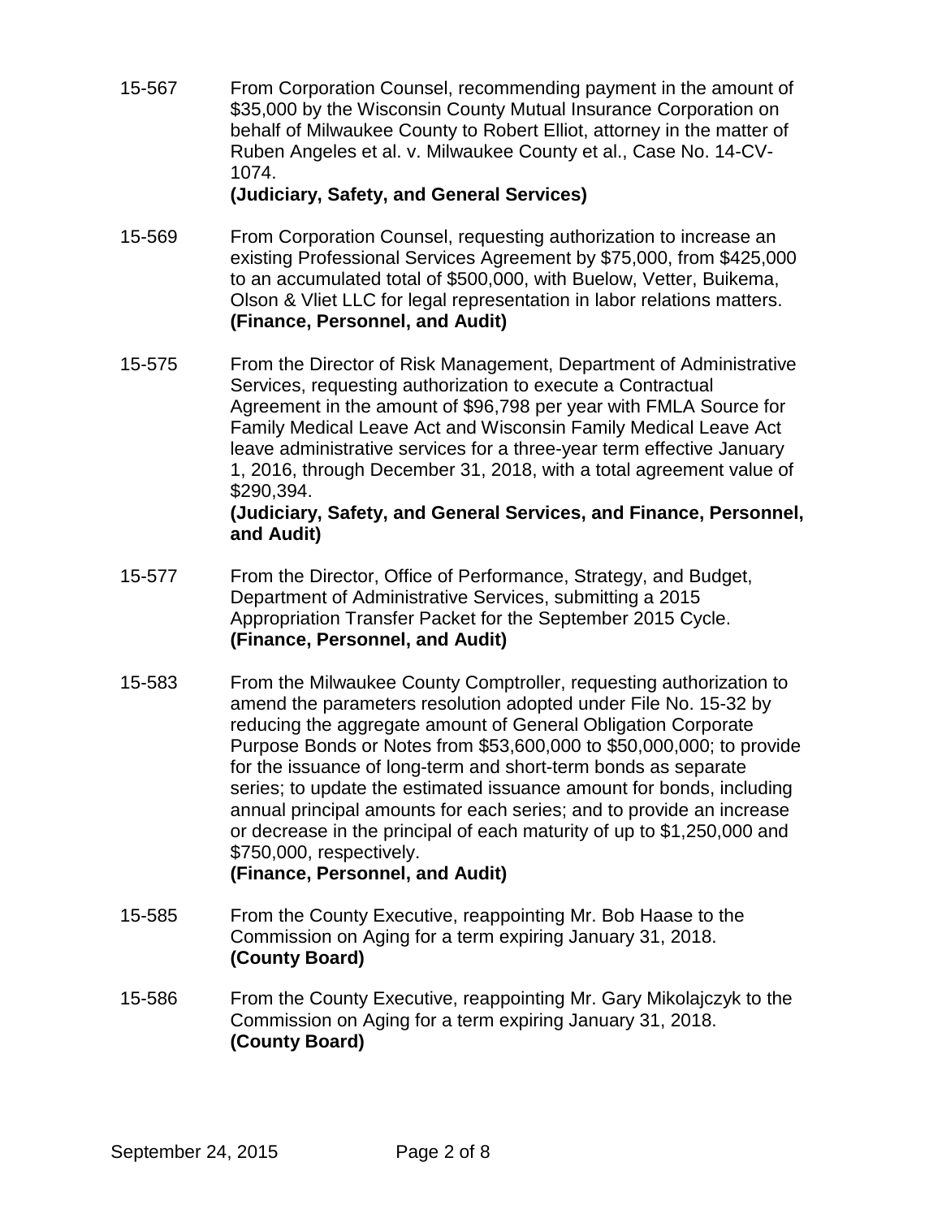15-567 From Corporation Counsel, recommending payment in the amount of $35,000 by the Wisconsin County Mutual Insurance Corporation on behalf of Milwaukee County to Robert Elliot, attorney in the matter of Ruben Angeles et al. v. Milwaukee County et al., Case No. 14-CV-1074.
**(Judiciary, Safety, and General Services)**

15-569 From Corporation Counsel, requesting authorization to increase an existing Professional Services Agreement by $75,000, from $425,000 to an accumulated total of $500,000, with Buelow, Vetter, Buikema, Olson & Vliet LLC for legal representation in labor relations matters.
**(Finance, Personnel, and Audit)**

15-575 From the Director of Risk Management, Department of Administrative Services, requesting authorization to execute a Contractual Agreement in the amount of $96,798 per year with FMLA Source for Family Medical Leave Act and Wisconsin Family Medical Leave Act leave administrative services for a three-year term effective January 1, 2016, through December 31, 2018, with a total agreement value of $290,394.
**(Judiciary, Safety, and General Services, and Finance, Personnel, and Audit)**

15-577 From the Director, Office of Performance, Strategy, and Budget, Department of Administrative Services, submitting a 2015 Appropriation Transfer Packet for the September 2015 Cycle.
**(Finance, Personnel, and Audit)**

15-583 From the Milwaukee County Comptroller, requesting authorization to amend the parameters resolution adopted under File No. 15-32 by reducing the aggregate amount of General Obligation Corporate Purpose Bonds or Notes from $53,600,000 to $50,000,000; to provide for the issuance of long-term and short-term bonds as separate series; to update the estimated issuance amount for bonds, including annual principal amounts for each series; and to provide an increase or decrease in the principal of each maturity of up to $1,250,000 and $750,000, respectively.
**(Finance, Personnel, and Audit)**

15-585 From the County Executive, reappointing Mr. Bob Haase to the Commission on Aging for a term expiring January 31, 2018.
**(County Board)**

15-586 From the County Executive, reappointing Mr. Gary Mikolajczyk to the Commission on Aging for a term expiring January 31, 2018.
**(County Board)**

September 24, 2015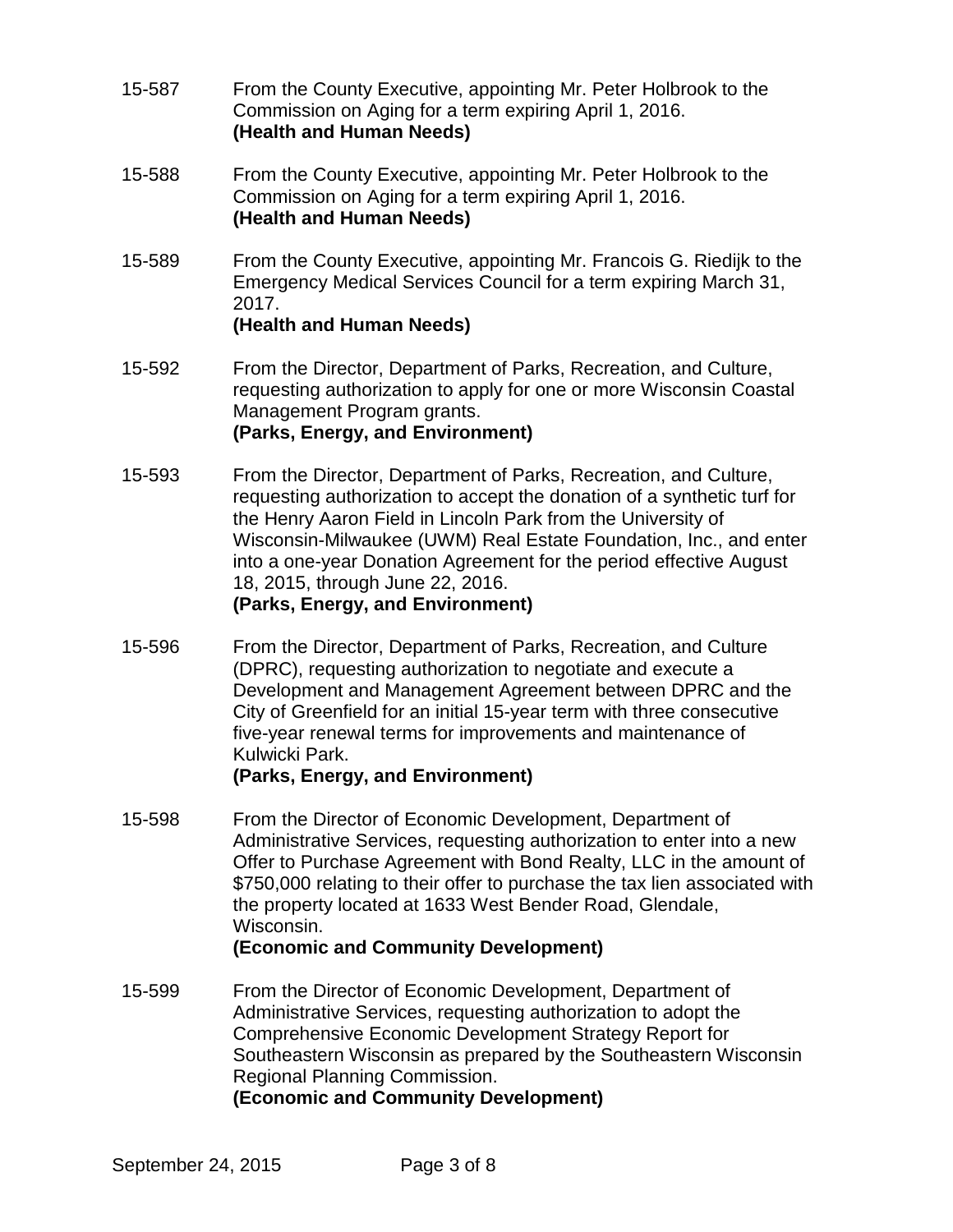15-587 From the County Executive, appointing Mr. Peter Holbrook to the Commission on Aging for a term expiring April 1, 2016.
**(Health and Human Needs)**

15-588 From the County Executive, appointing Mr. Peter Holbrook to the Commission on Aging for a term expiring April 1, 2016.
**(Health and Human Needs)**

15-589 From the County Executive, appointing Mr. Francois G. Riedijk to the Emergency Medical Services Council for a term expiring March 31, 2017.
**(Health and Human Needs)**

15-592 From the Director, Department of Parks, Recreation, and Culture, requesting authorization to apply for one or more Wisconsin Coastal Management Program grants.
**(Parks, Energy, and Environment)**

15-593 From the Director, Department of Parks, Recreation, and Culture, requesting authorization to accept the donation of a synthetic turf for the Henry Aaron Field in Lincoln Park from the University of Wisconsin-Milwaukee (UWM) Real Estate Foundation, Inc., and enter into a one-year Donation Agreement for the period effective August 18, 2015, through June 22, 2016.
**(Parks, Energy, and Environment)**

15-596 From the Director, Department of Parks, Recreation, and Culture (DPRC), requesting authorization to negotiate and execute a Development and Management Agreement between DPRC and the City of Greenfield for an initial 15-year term with three consecutive five-year renewal terms for improvements and maintenance of Kulwicki Park.
**(Parks, Energy, and Environment)**

15-598 From the Director of Economic Development, Department of Administrative Services, requesting authorization to enter into a new Offer to Purchase Agreement with Bond Realty, LLC in the amount of $750,000 relating to their offer to purchase the tax lien associated with the property located at 1633 West Bender Road, Glendale, Wisconsin.
**(Economic and Community Development)**

15-599 From the Director of Economic Development, Department of Administrative Services, requesting authorization to adopt the Comprehensive Economic Development Strategy Report for Southeastern Wisconsin as prepared by the Southeastern Wisconsin Regional Planning Commission.
**(Economic and Community Development)**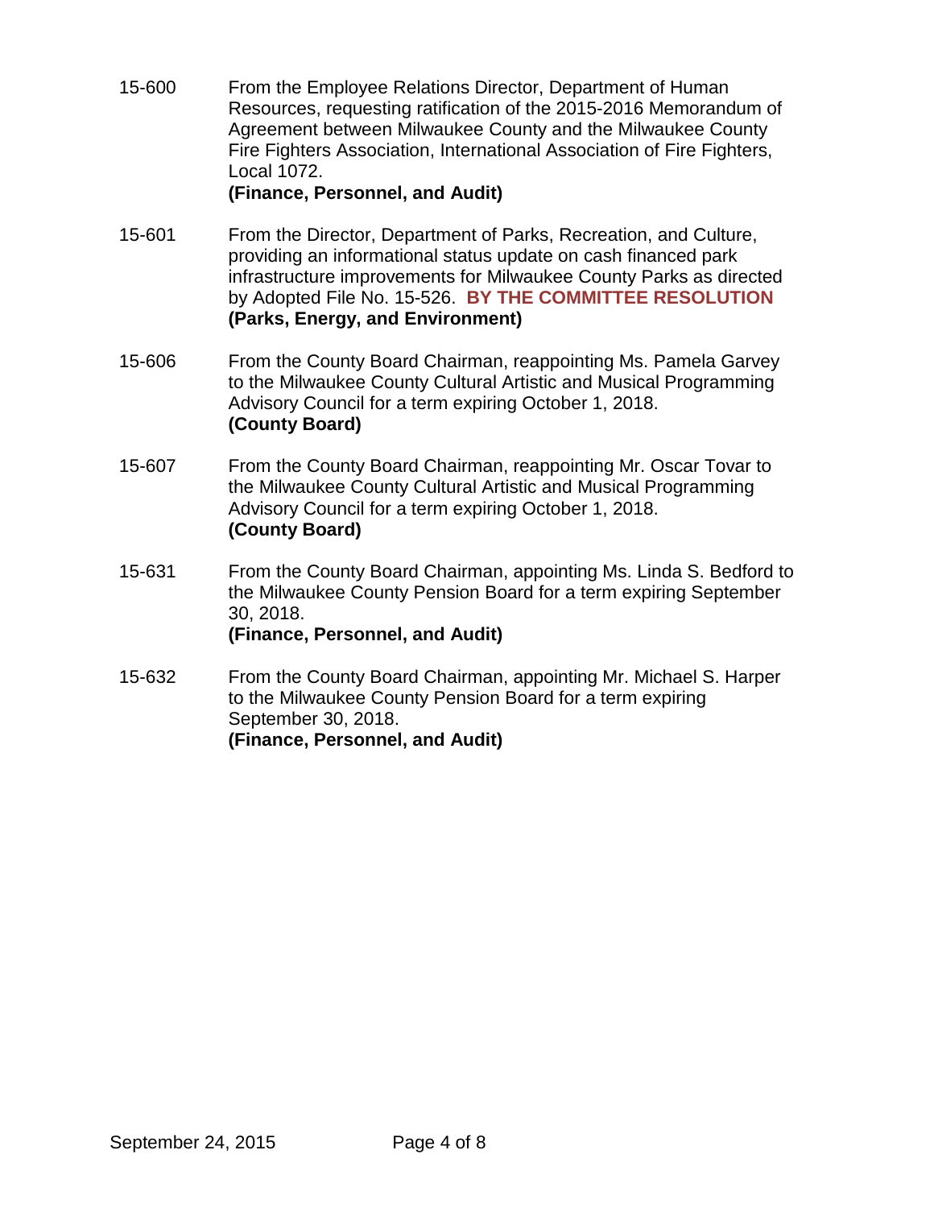15-600 From the Employee Relations Director, Department of Human Resources, requesting ratification of the 2015-2016 Memorandum of Agreement between Milwaukee County and the Milwaukee County Fire Fighters Association, International Association of Fire Fighters, Local 1072.
**(Finance, Personnel, and Audit)**

15-601 From the Director, Department of Parks, Recreation, and Culture, providing an informational status update on cash financed park infrastructure improvements for Milwaukee County Parks as directed by Adopted File No. 15-526. **BY THE COMMITTEE RESOLUTION**
**(Parks, Energy, and Environment)**

15-606 From the County Board Chairman, reappointing Ms. Pamela Garvey to the Milwaukee County Cultural Artistic and Musical Programming Advisory Council for a term expiring October 1, 2018.
**(County Board)**

15-607 From the County Board Chairman, reappointing Mr. Oscar Tovar to the Milwaukee County Cultural Artistic and Musical Programming Advisory Council for a term expiring October 1, 2018.
**(County Board)**

15-631 From the County Board Chairman, appointing Ms. Linda S. Bedford to the Milwaukee County Pension Board for a term expiring September 30, 2018.
**(Finance, Personnel, and Audit)**

15-632 From the County Board Chairman, appointing Mr. Michael S. Harper to the Milwaukee County Pension Board for a term expiring September 30, 2018.
**(Finance, Personnel, and Audit)**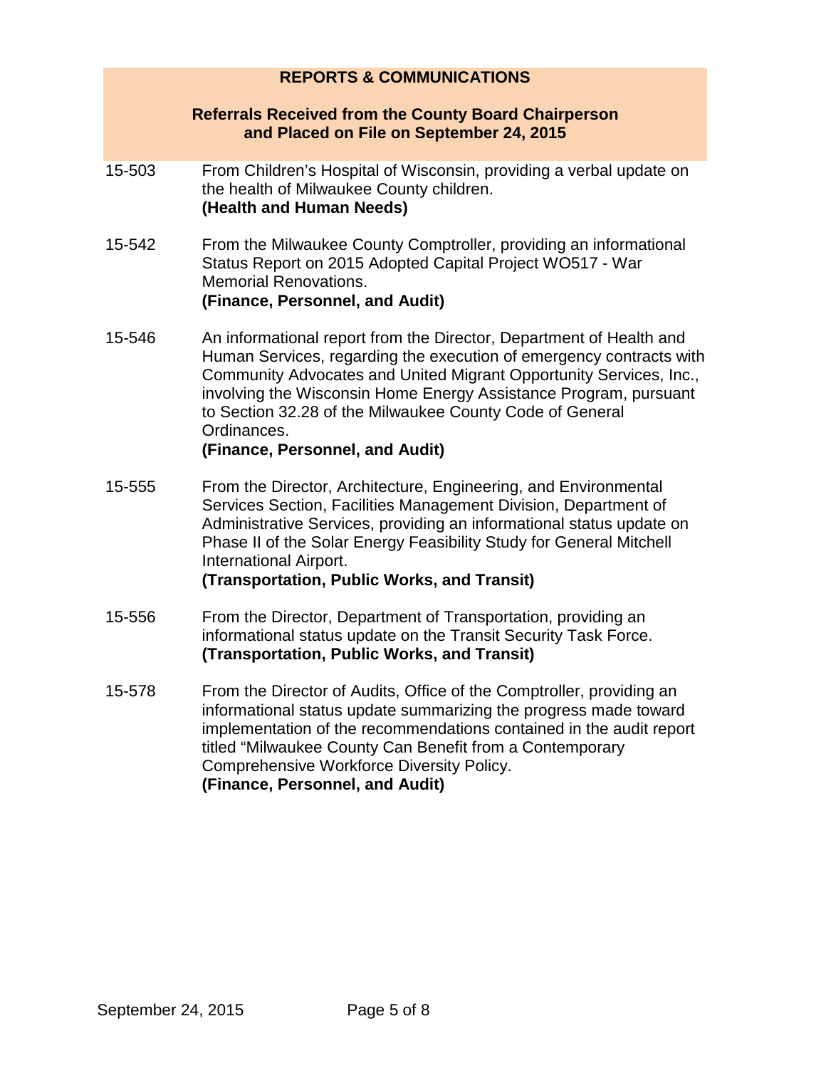## REPORTS & COMMUNICATIONS

### Referrals Received from the County Board Chairperson and Placed on File on September 24, 2015

15-503 From Children's Hospital of Wisconsin, providing a verbal update on the health of Milwaukee County children.
**(Health and Human Needs)**

15-542 From the Milwaukee County Comptroller, providing an informational Status Report on 2015 Adopted Capital Project WO517 - War Memorial Renovations.
**(Finance, Personnel, and Audit)**

15-546 An informational report from the Director, Department of Health and Human Services, regarding the execution of emergency contracts with Community Advocates and United Migrant Opportunity Services, Inc., involving the Wisconsin Home Energy Assistance Program, pursuant to Section 32.28 of the Milwaukee County Code of General Ordinances.
**(Finance, Personnel, and Audit)**

15-555 From the Director, Architecture, Engineering, and Environmental Services Section, Facilities Management Division, Department of Administrative Services, providing an informational status update on Phase II of the Solar Energy Feasibility Study for General Mitchell International Airport.
**(Transportation, Public Works, and Transit)**

15-556 From the Director, Department of Transportation, providing an informational status update on the Transit Security Task Force.
**(Transportation, Public Works, and Transit)**

15-578 From the Director of Audits, Office of the Comptroller, providing an informational status update summarizing the progress made toward implementation of the recommendations contained in the audit report titled "Milwaukee County Can Benefit from a Contemporary Comprehensive Workforce Diversity Policy.
**(Finance, Personnel, and Audit)**

September 24, 2015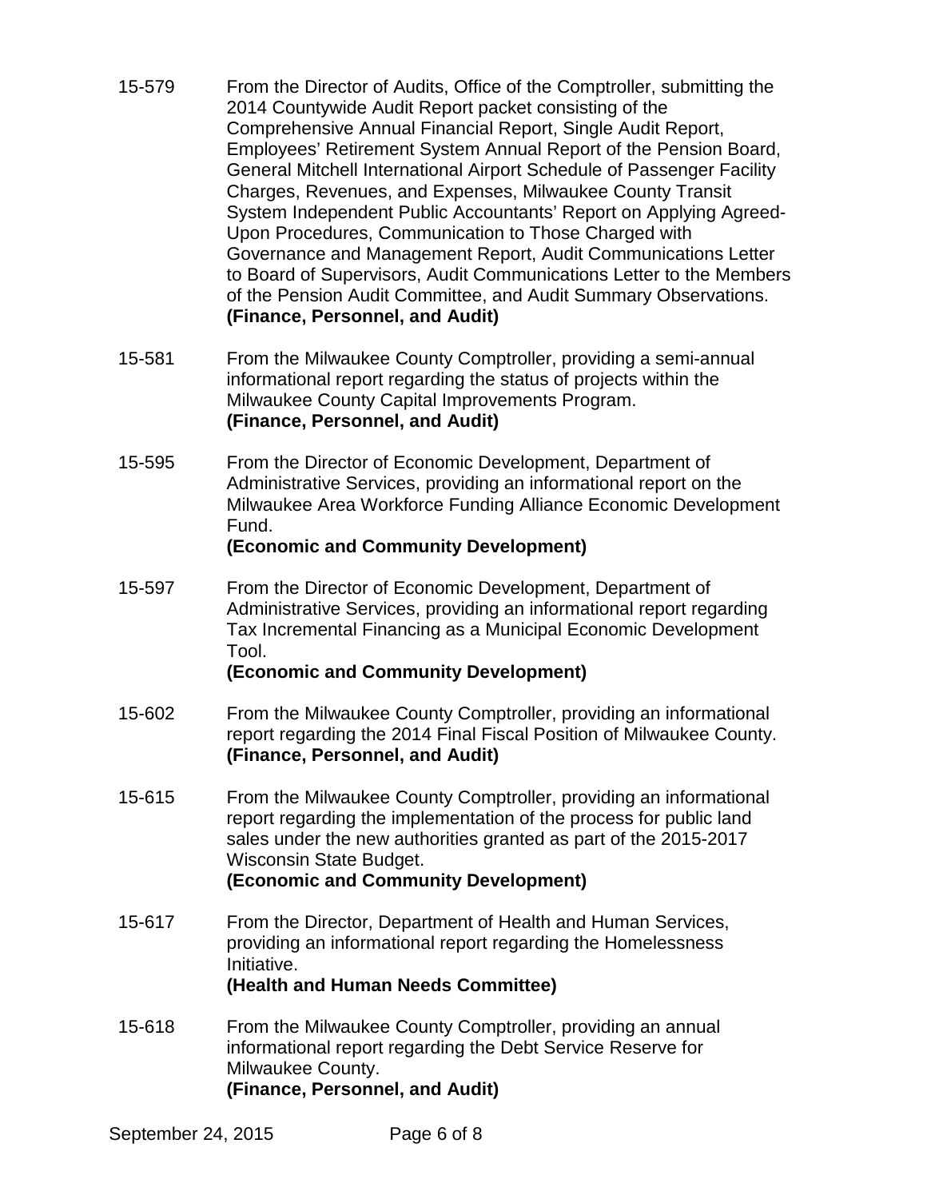15-579 From the Director of Audits, Office of the Comptroller, submitting the 2014 Countywide Audit Report packet consisting of the Comprehensive Annual Financial Report, Single Audit Report, Employees' Retirement System Annual Report of the Pension Board, General Mitchell International Airport Schedule of Passenger Facility Charges, Revenues, and Expenses, Milwaukee County Transit System Independent Public Accountants' Report on Applying Agreed-Upon Procedures, Communication to Those Charged with Governance and Management Report, Audit Communications Letter to Board of Supervisors, Audit Communications Letter to the Members of the Pension Audit Committee, and Audit Summary Observations.
**(Finance, Personnel, and Audit)**

15-581 From the Milwaukee County Comptroller, providing a semi-annual informational report regarding the status of projects within the Milwaukee County Capital Improvements Program.
**(Finance, Personnel, and Audit)**

15-595 From the Director of Economic Development, Department of Administrative Services, providing an informational report on the Milwaukee Area Workforce Funding Alliance Economic Development Fund.
**(Economic and Community Development)**

15-597 From the Director of Economic Development, Department of Administrative Services, providing an informational report regarding Tax Incremental Financing as a Municipal Economic Development Tool.
**(Economic and Community Development)**

15-602 From the Milwaukee County Comptroller, providing an informational report regarding the 2014 Final Fiscal Position of Milwaukee County.
**(Finance, Personnel, and Audit)**

15-615 From the Milwaukee County Comptroller, providing an informational report regarding the implementation of the process for public land sales under the new authorities granted as part of the 2015-2017 Wisconsin State Budget.
**(Economic and Community Development)**

15-617 From the Director, Department of Health and Human Services, providing an informational report regarding the Homelessness Initiative.
**(Health and Human Needs Committee)**

15-618 From the Milwaukee County Comptroller, providing an annual informational report regarding the Debt Service Reserve for Milwaukee County.
**(Finance, Personnel, and Audit)**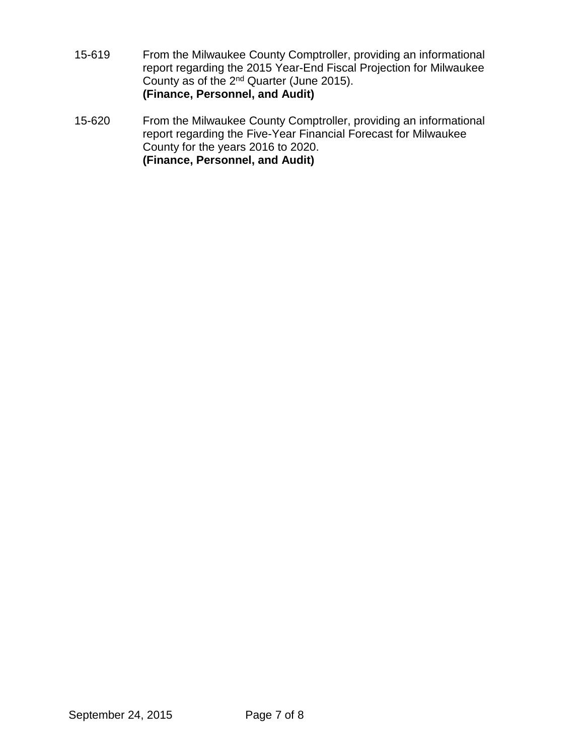15-619 From the Milwaukee County Comptroller, providing an informational report regarding the 2015 Year-End Fiscal Projection for Milwaukee County as of the $2^{nd}$ Quarter (June 2015).
**(Finance, Personnel, and Audit)**

15-620 From the Milwaukee County Comptroller, providing an informational report regarding the Five-Year Financial Forecast for Milwaukee County for the years 2016 to 2020.
**(Finance, Personnel, and Audit)**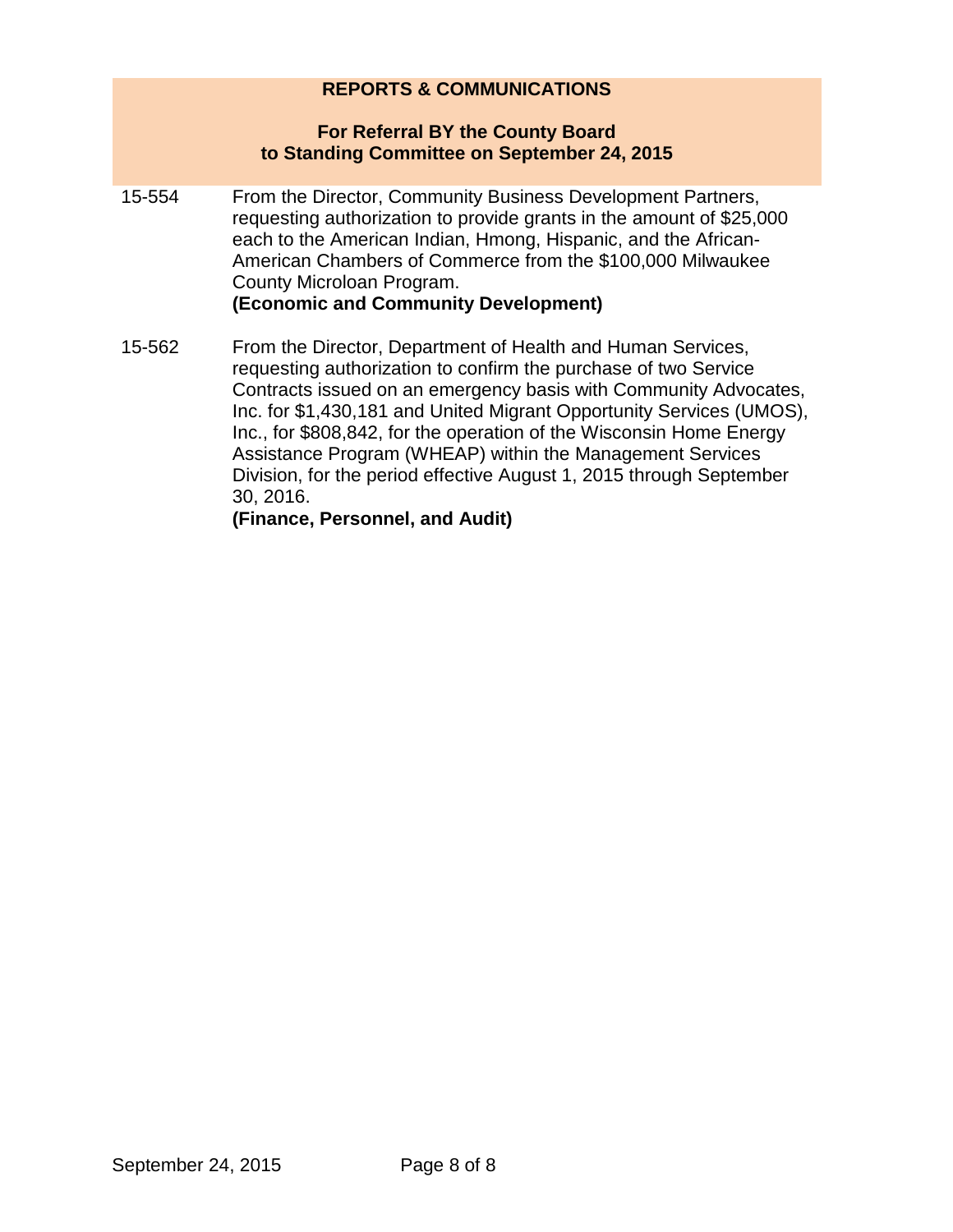## REPORTS & COMMUNICATIONS

### For Referral BY the County Board to Standing Committee on September 24, 2015

15-554 From the Director, Community Business Development Partners, requesting authorization to provide grants in the amount of $25,000 each to the American Indian, Hmong, Hispanic, and the African-American Chambers of Commerce from the $100,000 Milwaukee County Microloan Program.
**(Economic and Community Development)**

15-562 From the Director, Department of Health and Human Services, requesting authorization to confirm the purchase of two Service Contracts issued on an emergency basis with Community Advocates, Inc. for $1,430,181 and United Migrant Opportunity Services (UMOS), Inc., for $808,842, for the operation of the Wisconsin Home Energy Assistance Program (WHEAP) within the Management Services Division, for the period effective August 1, 2015 through September 30, 2016.
**(Finance, Personnel, and Audit)**